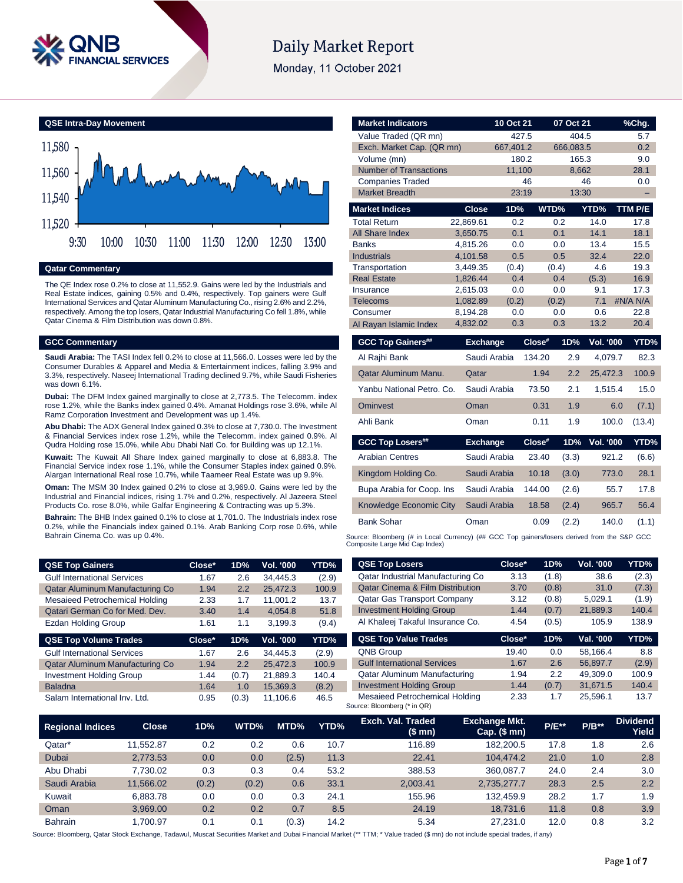# Daily Market Report

Monday, 11 October 2021

## QSE Intra-Day Movement

## Qatar Commentary

The QE Index rose 0.2% to close at 11,552.9. Gains were led by the Industrials and Real Estate indices, gaining 0.5% and 0.4%, respectively. Top gainers were Gulf International Services and Qatar Aluminum Manufacturing Co., rising 2.6% and 2.2%, respectively. Among the top losers, Qatar Industrial Manufacturing Co fell 1.8%, while Qatar Cinema & Film Distribution was down 0.8%.

## GCC Commentary

**Saudi Arabia:** The TASI Index fell 0.2% to close at 11,566.0. Losses were led by the Consumer Durables & Apparel and Media & Entertainment indices, falling 3.9% and 3.3%, respectively. Naseej International Trading declined 9.7%, while Saudi Fisheries was down 6.1%.

**Dubai:** The DFM Index gained marginally to close at 2,773.5. The Telecomm. index rose 1.2%, while the Banks index gained 0.4%. Amanat Holdings rose 3.6%, while Al Ramz Corporation Investment and Development was up 1.4%.

**Abu Dhabi:** The ADX General Index gained 0.3% to close at 7,730.0. The Investment & Financial Services index rose 1.2%, while the Telecomm. index gained 0.9%. Al Qudra Holding rose 15.0%, while Abu Dhabi Natl Co. for Building was up 12.1%.

**Kuwait:** The Kuwait All Share Index gained marginally to close at 6,883.8. The Financial Service index rose 1.1%, while the Consumer Staples index gained 0.9%. Alargan International Real rose 10.7%, while Tameer Real Estate was up 9.9%.

**Oman:** The MSM 30 Index gained 0.2% to close at 3,969.0. Gains were led by the Industrial and Financial indices, rising 1.7% and 0.2%, respectively. Al Jazeera Steel Products Co. rose 8.0%, while Galfar Engineering & Contracting was up 5.3%.

**Bahrain:** The BHB Index gained 0.1% to close at 1,701.0. The Industrials index rose 0.2%, while the Financials index gained 0.1%. Arab Banking Corp rose 0.6%, while Bahrain Cinema Co. was up 0.4%.

| Market Indicators | 10 Oct 21 | 07 Oct 21 | %Chg. |
|---|---|---|---|
| Value Traded (QR mn) | 427.5 | 404.5 | 5.7 |
| Exch. Market Cap. (QR mn) | 667,401.2 | 666,083.5 | 0.2 |
| Volume (mn) | 180.2 | 165.3 | 9.0 |
| Number of Transactions | 11,100 | 8,662 | 28.1 |
| Companies Traded | 46 | 46 | 0.0 |
| Market Breadth | 23:19 | 13:30 | – |

| Market Indices | Close | 1D% | WTD% | YTD% | TTM P/E |
|---|---|---|---|---|---|
| Total Return | 22,869.61 | 0.2 | 0.2 | 14.0 | 17.8 |
| All Share Index | 3,650.75 | 0.1 | 0.1 | 14.1 | 18.1 |
| Banks | 4,815.26 | 0.0 | 0.0 | 13.4 | 15.5 |
| Industrials | 4,101.58 | 0.5 | 0.5 | 32.4 | 22.0 |
| Transportation | 3,449.35 | (0.4) | (0.4) | 4.6 | 19.3 |
| Real Estate | 1,826.44 | 0.4 | 0.4 | (5.3) | 16.9 |
| Insurance | 2,615.03 | 0.0 | 0.0 | 9.1 | 17.3 |
| Telecoms | 1,082.89 | (0.2) | (0.2) | 7.1 | #N/A N/A |
| Consumer | 8,194.28 | 0.0 | 0.0 | 0.6 | 22.8 |
| Al Rayan Islamic Index | 4,832.02 | 0.3 | 0.3 | 13.2 | 20.4 |

| GCC Top Gainers## | Exchange | Close# | 1D% | Vol. '000 | YTD% |
|---|---|---|---|---|---|
| Al Rajhi Bank | Saudi Arabia | 134.20 | 2.9 | 4,079.7 | 82.3 |
| Qatar Aluminum Manu. | Qatar | 1.94 | 2.2 | 25,472.3 | 100.9 |
| Yanbu National Petro. Co. | Saudi Arabia | 73.50 | 2.1 | 1,515.4 | 15.0 |
| Ominvest | Oman | 0.31 | 1.9 | 6.0 | (7.1) |
| Ahli Bank | Oman | 0.11 | 1.9 | 100.0 | (13.4) |

| GCC Top Losers## | Exchange | Close# | 1D% | Vol. '000 | YTD% |
|---|---|---|---|---|---|
| Arabian Centres | Saudi Arabia | 23.40 | (3.3) | 921.2 | (6.6) |
| Kingdom Holding Co. | Saudi Arabia | 10.18 | (3.0) | 773.0 | 28.1 |
| Bupa Arabia for Coop. Ins | Saudi Arabia | 144.00 | (2.6) | 55.7 | 17.8 |
| Knowledge Economic City | Saudi Arabia | 18.58 | (2.4) | 965.7 | 56.4 |
| Bank Sohar | Oman | 0.09 | (2.2) | 140.0 | (1.1) |

Source: Bloomberg (# in Local Currency) (## GCC Top gainers/losers derived from the S&P GCC Composite Large Mid Cap Index)

| QSE Top Gainers | Close* | 1D% | Vol. '000 | YTD% |
|---|---|---|---|---|
| Gulf International Services | 1.67 | 2.6 | 34,445.3 | (2.9) |
| Qatar Aluminum Manufacturing Co | 1.94 | 2.2 | 25,472.3 | 100.9 |
| Mesaieed Petrochemical Holding | 2.33 | 1.7 | 11,001.2 | 13.7 |
| Qatari German Co for Med. Dev. | 3.40 | 1.4 | 4,054.8 | 51.8 |
| Ezdan Holding Group | 1.61 | 1.1 | 3,199.3 | (9.4) |

| QSE Top Volume Trades | Close* | 1D% | Vol. '000 | YTD% |
|---|---|---|---|---|
| Gulf International Services | 1.67 | 2.6 | 34,445.3 | (2.9) |
| Qatar Aluminum Manufacturing Co | 1.94 | 2.2 | 25,472.3 | 100.9 |
| Investment Holding Group | 1.44 | (0.7) | 21,889.3 | 140.4 |
| Baladna | 1.64 | 1.0 | 15,369.3 | (8.2) |
| Salam International Inv. Ltd. | 0.95 | (0.3) | 11,106.6 | 46.5 |

| QSE Top Losers | Close* | 1D% | Vol. '000 | YTD% |
|---|---|---|---|---|
| Qatar Industrial Manufacturing Co | 3.13 | (1.8) | 38.6 | (2.3) |
| Qatar Cinema & Film Distribution | 3.70 | (0.8) | 31.0 | (7.3) |
| Qatar Gas Transport Company | 3.12 | (0.8) | 5,029.1 | (1.9) |
| Investment Holding Group | 1.44 | (0.7) | 21,889.3 | 140.4 |
| Al Khaleej Takaful Insurance Co. | 4.54 | (0.5) | 105.9 | 138.9 |

| QSE Top Value Trades | Close* | 1D% | Val. '000 | YTD% |
|---|---|---|---|---|
| QNB Group | 19.40 | 0.0 | 58,166.4 | 8.8 |
| Gulf International Services | 1.67 | 2.6 | 56,897.7 | (2.9) |
| Qatar Aluminum Manufacturing | 1.94 | 2.2 | 49,309.0 | 100.9 |
| Investment Holding Group | 1.44 | (0.7) | 31,671.5 | 140.4 |
| Mesaieed Petrochemical Holding | 2.33 | 1.7 | 25,596.1 | 13.7 |

Source: Bloomberg (* in QR)

| Regional Indices | Close | 1D% | WTD% | MTD% | YTD% | Exch. Val. Traded ($ mn) | Exchange Mkt. Cap. ($ mn) | P/E** | P/B** | Dividend Yield |
|---|---|---|---|---|---|---|---|---|---|---|
| Qatar* | 11,552.87 | 0.2 | 0.2 | 0.6 | 10.7 | 116.89 | 182,200.5 | 17.8 | 1.8 | 2.6 |
| Dubai | 2,773.53 | 0.0 | 0.0 | (2.5) | 11.3 | 22.41 | 104,474.2 | 21.0 | 1.0 | 2.8 |
| Abu Dhabi | 7,730.02 | 0.3 | 0.3 | 0.4 | 53.2 | 388.53 | 360,087.7 | 24.0 | 2.4 | 3.0 |
| Saudi Arabia | 11,566.02 | (0.2) | (0.2) | 0.6 | 33.1 | 2,003.41 | 2,735,277.7 | 28.3 | 2.5 | 2.2 |
| Kuwait | 6,883.78 | 0.0 | 0.0 | 0.3 | 24.1 | 155.96 | 132,459.9 | 28.2 | 1.7 | 1.9 |
| Oman | 3,969.00 | 0.2 | 0.2 | 0.7 | 8.5 | 24.19 | 18,731.6 | 11.8 | 0.8 | 3.9 |
| Bahrain | 1,700.97 | 0.1 | 0.1 | (0.3) | 14.2 | 5.34 | 27,231.0 | 12.0 | 0.8 | 3.2 |

Source: Bloomberg, Qatar Stock Exchange, Tadawul, Muscat Securities Market and Dubai Financial Market (** TTM; * Value traded ($ mn) do not include special trades, if any)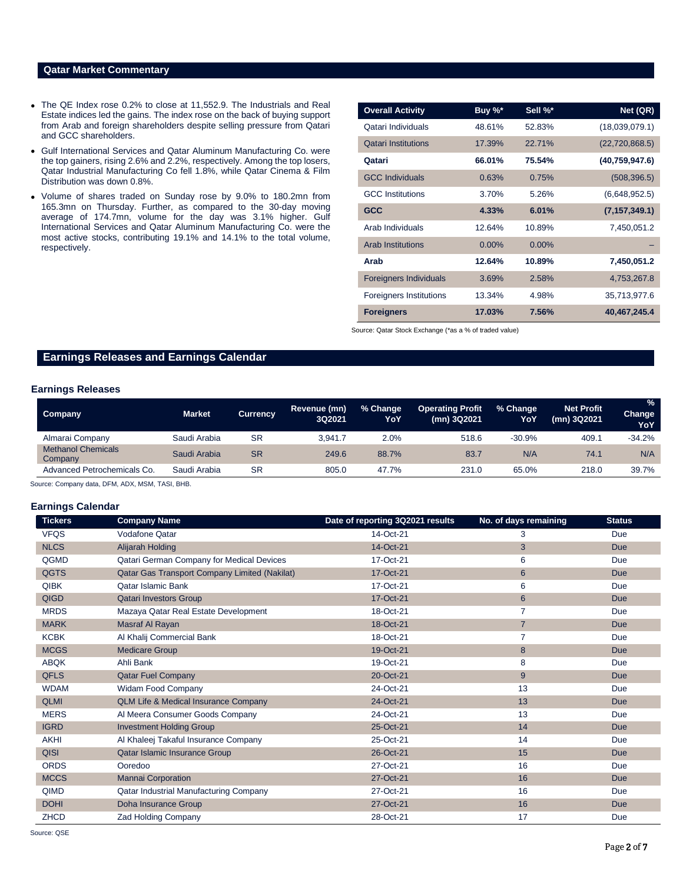## Qatar Market Commentary

- The QE Index rose 0.2% to close at 11,552.9. The Industrials and Real Estate indices led the gains. The index rose on the back of buying support from Arab and foreign shareholders despite selling pressure from Qatari and GCC shareholders.
- Gulf International Services and Qatar Aluminum Manufacturing Co. were the top gainers, rising 2.6% and 2.2%, respectively. Among the top losers, Qatar Industrial Manufacturing Co fell 1.8%, while Qatar Cinema & Film Distribution was down 0.8%.
- Volume of shares traded on Sunday rose by 9.0% to 180.2mn from 165.3mn on Thursday. Further, as compared to the 30-day moving average of 174.7mn, volume for the day was 3.1% higher. Gulf International Services and Qatar Aluminum Manufacturing Co. were the most active stocks, contributing 19.1% and 14.1% to the total volume, respectively.

| Overall Activity | Buy %* | Sell %* | Net (QR) |
|---|---|---|---|
| Qatari Individuals | 48.61% | 52.83% | (18,039,079.1) |
| Qatari Institutions | 17.39% | 22.71% | (22,720,868.5) |
| **Qatari** | **66.01%** | **75.54%** | **(40,759,947.6)** |
| GCC Individuals | 0.63% | 0.75% | (508,396.5) |
| GCC Institutions | 3.70% | 5.26% | (6,648,952.5) |
| **GCC** | **4.33%** | **6.01%** | **(7,157,349.1)** |
| Arab Individuals | 12.64% | 10.89% | 7,450,051.2 |
| Arab Institutions | 0.00% | 0.00% | – |
| **Arab** | **12.64%** | **10.89%** | **7,450,051.2** |
| Foreigners Individuals | 3.69% | 2.58% | 4,753,267.8 |
| Foreigners Institutions | 13.34% | 4.98% | 35,713,977.6 |
| **Foreigners** | **17.03%** | **7.56%** | **40,467,245.4** |

Source: Qatar Stock Exchange (*as a % of traded value)

## Earnings Releases and Earnings Calendar

### Earnings Releases

| Company | Market | Currency | Revenue (mn) 3Q2021 | % Change YoY | Operating Profit (mn) 3Q2021 | % Change YoY | Net Profit (mn) 3Q2021 | % Change YoY |
|---|---|---|---|---|---|---|---|---|
| Almarai Company | Saudi Arabia | SR | 3,941.7 | 2.0% | 518.6 | -30.9% | 409.1 | -34.2% |
| Methanol Chemicals Company | Saudi Arabia | SR | 249.6 | 88.7% | 83.7 | N/A | 74.1 | N/A |
| Advanced Petrochemicals Co. | Saudi Arabia | SR | 805.0 | 47.7% | 231.0 | 65.0% | 218.0 | 39.7% |

Source: Company data, DFM, ADX, MSM, TASI, BHB.

### Earnings Calendar

| Tickers | Company Name | Date of reporting 3Q2021 results | No. of days remaining | Status |
|---|---|---|---|---|
| VFQS | Vodafone Qatar | 14-Oct-21 | 3 | Due |
| NLCS | Alijarah Holding | 14-Oct-21 | 3 | Due |
| QGMD | Qatari German Company for Medical Devices | 17-Oct-21 | 6 | Due |
| QGTS | Qatar Gas Transport Company Limited (Nakilat) | 17-Oct-21 | 6 | Due |
| QIBK | Qatar Islamic Bank | 17-Oct-21 | 6 | Due |
| QIGD | Qatari Investors Group | 17-Oct-21 | 6 | Due |
| MRDS | Mazaya Qatar Real Estate Development | 18-Oct-21 | 7 | Due |
| MARK | Masraf Al Rayan | 18-Oct-21 | 7 | Due |
| KCBK | Al Khalij Commercial Bank | 18-Oct-21 | 7 | Due |
| MCGS | Medicare Group | 19-Oct-21 | 8 | Due |
| ABQK | Ahli Bank | 19-Oct-21 | 8 | Due |
| QFLS | Qatar Fuel Company | 20-Oct-21 | 9 | Due |
| WDAM | Widam Food Company | 24-Oct-21 | 13 | Due |
| QLMI | QLM Life & Medical Insurance Company | 24-Oct-21 | 13 | Due |
| MERS | Al Meera Consumer Goods Company | 24-Oct-21 | 13 | Due |
| IGRD | Investment Holding Group | 25-Oct-21 | 14 | Due |
| AKHI | Al Khaleej Takaful Insurance Company | 25-Oct-21 | 14 | Due |
| QISI | Qatar Islamic Insurance Group | 26-Oct-21 | 15 | Due |
| ORDS | Ooredoo | 27-Oct-21 | 16 | Due |
| MCCS | Mannai Corporation | 27-Oct-21 | 16 | Due |
| QIMD | Qatar Industrial Manufacturing Company | 27-Oct-21 | 16 | Due |
| DOHI | Doha Insurance Group | 27-Oct-21 | 16 | Due |
| ZHCD | Zad Holding Company | 28-Oct-21 | 17 | Due |

Source: QSE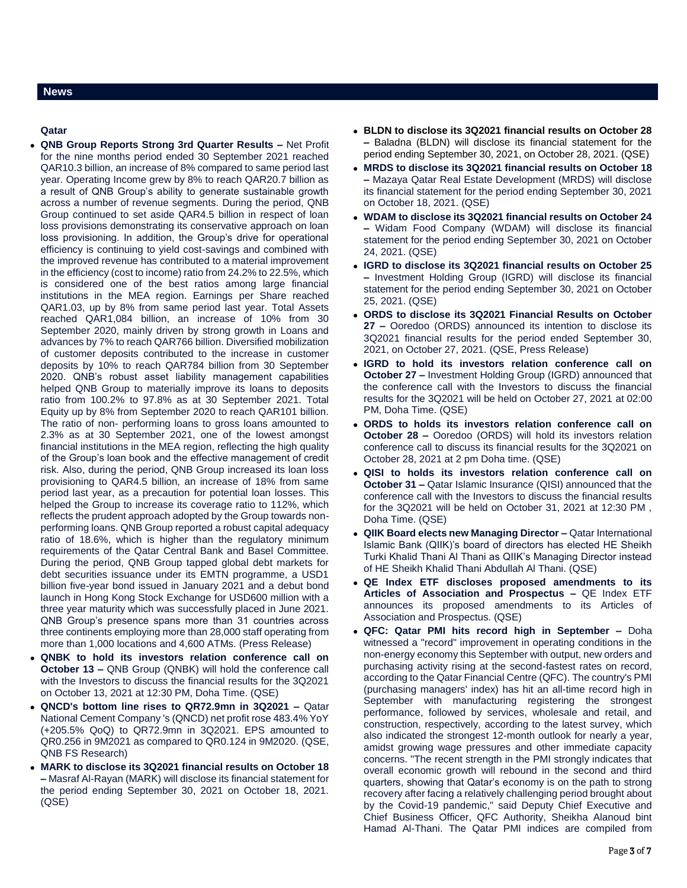## News

### Qatar

- **QNB Group Reports Strong 3rd Quarter Results –** Net Profit for the nine months period ended 30 September 2021 reached QAR10.3 billion, an increase of 8% compared to same period last year. Operating Income grew by 8% to reach QAR20.7 billion as a result of QNB Group's ability to generate sustainable growth across a number of revenue segments. During the period, QNB Group continued to set aside QAR4.5 billion in respect of loan loss provisions demonstrating its conservative approach on loan loss provisioning. In addition, the Group's drive for operational efficiency is continuing to yield cost-savings and combined with the improved revenue has contributed to a material improvement in the efficiency (cost to income) ratio from 24.2% to 22.5%, which is considered one of the best ratios among large financial institutions in the MEA region. Earnings per Share reached QAR1.03, up by 8% from same period last year. Total Assets reached QAR1,084 billion, an increase of 10% from 30 September 2020, mainly driven by strong growth in Loans and advances by 7% to reach QAR766 billion. Diversified mobilization of customer deposits contributed to the increase in customer deposits by 10% to reach QAR784 billion from 30 September 2020. QNB's robust asset liability management capabilities helped QNB Group to materially improve its loans to deposits ratio from 100.2% to 97.8% as at 30 September 2021. Total Equity up by 8% from September 2020 to reach QAR101 billion. The ratio of non- performing loans to gross loans amounted to 2.3% as at 30 September 2021, one of the lowest amongst financial institutions in the MEA region, reflecting the high quality of the Group's loan book and the effective management of credit risk. Also, during the period, QNB Group increased its loan loss provisioning to QAR4.5 billion, an increase of 18% from same period last year, as a precaution for potential loan losses. This helped the Group to increase its coverage ratio to 112%, which reflects the prudent approach adopted by the Group towards non-performing loans. QNB Group reported a robust capital adequacy ratio of 18.6%, which is higher than the regulatory minimum requirements of the Qatar Central Bank and Basel Committee. During the period, QNB Group tapped global debt markets for debt securities issuance under its EMTN programme, a USD1 billion five-year bond issued in January 2021 and a debut bond launch in Hong Kong Stock Exchange for USD600 million with a three year maturity which was successfully placed in June 2021. QNB Group's presence spans more than 31 countries across three continents employing more than 28,000 staff operating from more than 1,000 locations and 4,600 ATMs. (Press Release)
- **QNBK to hold its investors relation conference call on October 13 –** QNB Group (QNBK) will hold the conference call with the Investors to discuss the financial results for the 3Q2021 on October 13, 2021 at 12:30 PM, Doha Time. (QSE)
- **QNCD's bottom line rises to QR72.9mn in 3Q2021 –** Qatar National Cement Company 's (QNCD) net profit rose 483.4% YoY (+205.5% QoQ) to QR72.9mn in 3Q2021. EPS amounted to QR0.256 in 9M2021 as compared to QR0.124 in 9M2020. (QSE, QNB FS Research)
- **MARK to disclose its 3Q2021 financial results on October 18 –** Masraf Al-Rayan (MARK) will disclose its financial statement for the period ending September 30, 2021 on October 18, 2021. (QSE)
- **BLDN to disclose its 3Q2021 financial results on October 28 –** Baladna (BLDN) will disclose its financial statement for the period ending September 30, 2021, on October 28, 2021. (QSE)
- **MRDS to disclose its 3Q2021 financial results on October 18 –** Mazaya Qatar Real Estate Development (MRDS) will disclose its financial statement for the period ending September 30, 2021 on October 18, 2021. (QSE)
- **WDAM to disclose its 3Q2021 financial results on October 24 –** Widam Food Company (WDAM) will disclose its financial statement for the period ending September 30, 2021 on October 24, 2021. (QSE)
- **IGRD to disclose its 3Q2021 financial results on October 25 –** Investment Holding Group (IGRD) will disclose its financial statement for the period ending September 30, 2021 on October 25, 2021. (QSE)
- **ORDS to disclose its 3Q2021 Financial Results on October 27 –** Ooredoo (ORDS) announced its intention to disclose its 3Q2021 financial results for the period ended September 30, 2021, on October 27, 2021. (QSE, Press Release)
- **IGRD to hold its investors relation conference call on October 27 –** Investment Holding Group (IGRD) announced that the conference call with the Investors to discuss the financial results for the 3Q2021 will be held on October 27, 2021 at 02:00 PM, Doha Time. (QSE)
- **ORDS to holds its investors relation conference call on October 28 –** Ooredoo (ORDS) will hold its investors relation conference call to discuss its financial results for the 3Q2021 on October 28, 2021 at 2 pm Doha time. (QSE)
- **QISI to holds its investors relation conference call on October 31 –** Qatar Islamic Insurance (QISI) announced that the conference call with the Investors to discuss the financial results for the 3Q2021 will be held on October 31, 2021 at 12:30 PM , Doha Time. (QSE)
- **QIIK Board elects new Managing Director –** Qatar International Islamic Bank (QIIK)'s board of directors has elected HE Sheikh Turki Khalid Thani Al Thani as QIIK's Managing Director instead of HE Sheikh Khalid Thani Abdullah Al Thani. (QSE)
- **QE Index ETF discloses proposed amendments to its Articles of Association and Prospectus –** QE Index ETF announces its proposed amendments to its Articles of Association and Prospectus. (QSE)
- **QFC: Qatar PMI hits record high in September –** Doha witnessed a "record" improvement in operating conditions in the non-energy economy this September with output, new orders and purchasing activity rising at the second-fastest rates on record, according to the Qatar Financial Centre (QFC). The country's PMI (purchasing managers' index) has hit an all-time record high in September with manufacturing registering the strongest performance, followed by services, wholesale and retail, and construction, respectively, according to the latest survey, which also indicated the strongest 12-month outlook for nearly a year, amidst growing wage pressures and other immediate capacity concerns. "The recent strength in the PMI strongly indicates that overall economic growth will rebound in the second and third quarters, showing that Qatar's economy is on the path to strong recovery after facing a relatively challenging period brought about by the Covid-19 pandemic," said Deputy Chief Executive and Chief Business Officer, QFC Authority, Sheikha Alanoud bint Hamad Al-Thani. The Qatar PMI indices are compiled from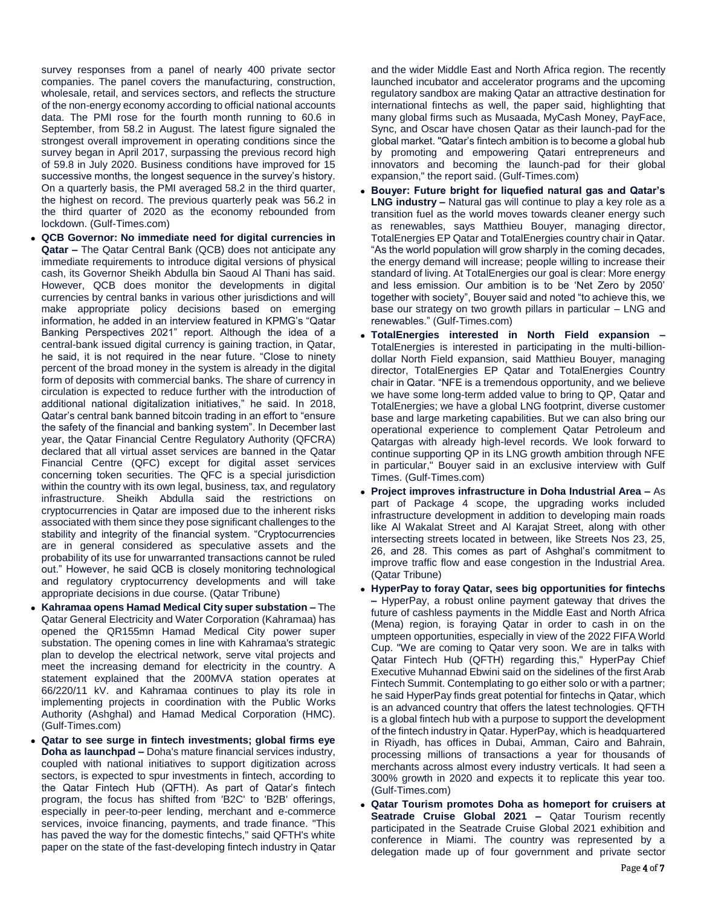survey responses from a panel of nearly 400 private sector companies. The panel covers the manufacturing, construction, wholesale, retail, and services sectors, and reflects the structure of the non-energy economy according to official national accounts data. The PMI rose for the fourth month running to 60.6 in September, from 58.2 in August. The latest figure signaled the strongest overall improvement in operating conditions since the survey began in April 2017, surpassing the previous record high of 59.8 in July 2020. Business conditions have improved for 15 successive months, the longest sequence in the survey's history. On a quarterly basis, the PMI averaged 58.2 in the third quarter, the highest on record. The previous quarterly peak was 56.2 in the third quarter of 2020 as the economy rebounded from lockdown. (Gulf-Times.com)

- **QCB Governor: No immediate need for digital currencies in Qatar –** The Qatar Central Bank (QCB) does not anticipate any immediate requirements to introduce digital versions of physical cash, its Governor Sheikh Abdulla bin Saoud Al Thani has said. However, QCB does monitor the developments in digital currencies by central banks in various other jurisdictions and will make appropriate policy decisions based on emerging information, he added in an interview featured in KPMG's "Qatar Banking Perspectives 2021" report. Although the idea of a central-bank issued digital currency is gaining traction, in Qatar, he said, it is not required in the near future. "Close to ninety percent of the broad money in the system is already in the digital form of deposits with commercial banks. The share of currency in circulation is expected to reduce further with the introduction of additional national digitalization initiatives," he said. In 2018, Qatar's central bank banned bitcoin trading in an effort to "ensure the safety of the financial and banking system". In December last year, the Qatar Financial Centre Regulatory Authority (QFCRA) declared that all virtual asset services are banned in the Qatar Financial Centre (QFC) except for digital asset services concerning token securities. The QFC is a special jurisdiction within the country with its own legal, business, tax, and regulatory infrastructure. Sheikh Abdulla said the restrictions on cryptocurrencies in Qatar are imposed due to the inherent risks associated with them since they pose significant challenges to the stability and integrity of the financial system. "Cryptocurrencies are in general considered as speculative assets and the probability of its use for unwarranted transactions cannot be ruled out." However, he said QCB is closely monitoring technological and regulatory cryptocurrency developments and will take appropriate decisions in due course. (Qatar Tribune)
- **Kahramaa opens Hamad Medical City super substation –** The Qatar General Electricity and Water Corporation (Kahramaa) has opened the QR155mn Hamad Medical City power super substation. The opening comes in line with Kahramaa's strategic plan to develop the electrical network, serve vital projects and meet the increasing demand for electricity in the country. A statement explained that the 200MVA station operates at 66/220/11 kV. and Kahramaa continues to play its role in implementing projects in coordination with the Public Works Authority (Ashghal) and Hamad Medical Corporation (HMC). (Gulf-Times.com)
- **Qatar to see surge in fintech investments; global firms eye Doha as launchpad –** Doha's mature financial services industry, coupled with national initiatives to support digitization across sectors, is expected to spur investments in fintech, according to the Qatar Fintech Hub (QFTH). As part of Qatar's fintech program, the focus has shifted from 'B2C' to 'B2B' offerings, especially in peer-to-peer lending, merchant and e-commerce services, invoice financing, payments, and trade finance. "This has paved the way for the domestic fintechs," said QFTH's white paper on the state of the fast-developing fintech industry in Qatar and the wider Middle East and North Africa region. The recently launched incubator and accelerator programs and the upcoming regulatory sandbox are making Qatar an attractive destination for international fintechs as well, the paper said, highlighting that many global firms such as Musaada, MyCash Money, PayFace, Sync, and Oscar have chosen Qatar as their launch-pad for the global market. "Qatar's fintech ambition is to become a global hub by promoting and empowering Qatari entrepreneurs and innovators and becoming the launch-pad for their global expansion," the report said. (Gulf-Times.com)
- **Bouyer: Future bright for liquefied natural gas and Qatar's LNG industry –** Natural gas will continue to play a key role as a transition fuel as the world moves towards cleaner energy such as renewables, says Matthieu Bouyer, managing director, TotalEnergies EP Qatar and TotalEnergies country chair in Qatar. "As the world population will grow sharply in the coming decades, the energy demand will increase; people willing to increase their standard of living. At TotalEnergies our goal is clear: More energy and less emission. Our ambition is to be 'Net Zero by 2050' together with society", Bouyer said and noted "to achieve this, we base our strategy on two growth pillars in particular – LNG and renewables." (Gulf-Times.com)
- **TotalEnergies interested in North Field expansion –** TotalEnergies is interested in participating in the multi-billion-dollar North Field expansion, said Matthieu Bouyer, managing director, TotalEnergies EP Qatar and TotalEnergies Country chair in Qatar. "NFE is a tremendous opportunity, and we believe we have some long-term added value to bring to QP, Qatar and TotalEnergies; we have a global LNG footprint, diverse customer base and large marketing capabilities. But we can also bring our operational experience to complement Qatar Petroleum and Qatargas with already high-level records. We look forward to continue supporting QP in its LNG growth ambition through NFE in particular," Bouyer said in an exclusive interview with Gulf Times. (Gulf-Times.com)
- **Project improves infrastructure in Doha Industrial Area –** As part of Package 4 scope, the upgrading works included infrastructure development in addition to developing main roads like Al Wakalat Street and Al Karajat Street, along with other intersecting streets located in between, like Streets Nos 23, 25, 26, and 28. This comes as part of Ashghal's commitment to improve traffic flow and ease congestion in the Industrial Area. (Qatar Tribune)
- **HyperPay to foray Qatar, sees big opportunities for fintechs –** HyperPay, a robust online payment gateway that drives the future of cashless payments in the Middle East and North Africa (Mena) region, is foraying Qatar in order to cash in on the umpteen opportunities, especially in view of the 2022 FIFA World Cup. "We are coming to Qatar very soon. We are in talks with Qatar Fintech Hub (QFTH) regarding this," HyperPay Chief Executive Muhannad Ebwini said on the sidelines of the first Arab Fintech Summit. Contemplating to go either solo or with a partner; he said HyperPay finds great potential for fintechs in Qatar, which is an advanced country that offers the latest technologies. QFTH is a global fintech hub with a purpose to support the development of the fintech industry in Qatar. HyperPay, which is headquartered in Riyadh, has offices in Dubai, Amman, Cairo and Bahrain, processing millions of transactions a year for thousands of merchants across almost every industry verticals. It had seen a 300% growth in 2020 and expects it to replicate this year too. (Gulf-Times.com)
- **Qatar Tourism promotes Doha as homeport for cruisers at Seatrade Cruise Global 2021 –** Qatar Tourism recently participated in the Seatrade Cruise Global 2021 exhibition and conference in Miami. The country was represented by a delegation made up of four government and private sector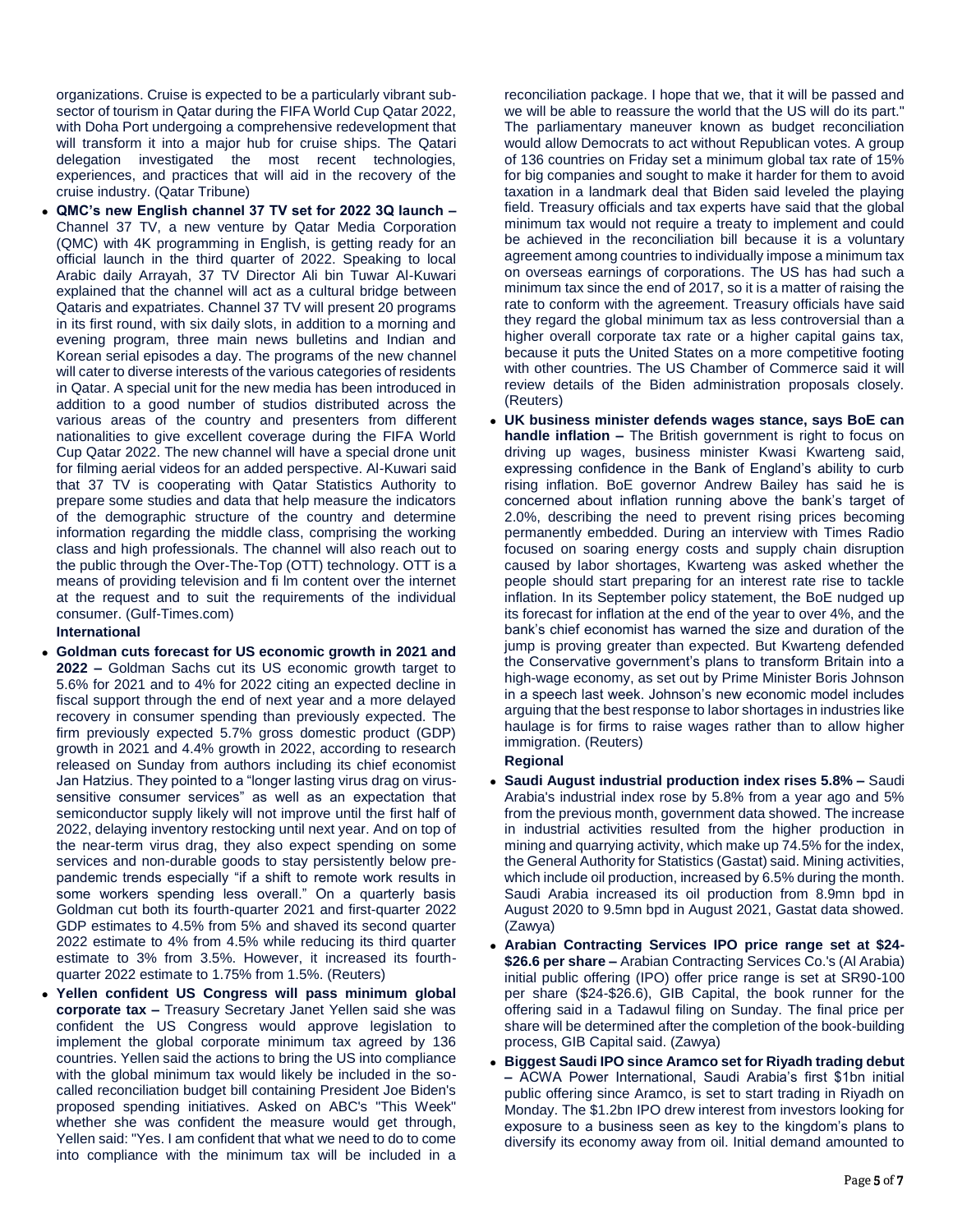organizations. Cruise is expected to be a particularly vibrant sub-sector of tourism in Qatar during the FIFA World Cup Qatar 2022, with Doha Port undergoing a comprehensive redevelopment that will transform it into a major hub for cruise ships. The Qatari delegation investigated the most recent technologies, experiences, and practices that will aid in the recovery of the cruise industry. (Qatar Tribune)

- **QMC's new English channel 37 TV set for 2022 3Q launch –** Channel 37 TV, a new venture by Qatar Media Corporation (QMC) with 4K programming in English, is getting ready for an official launch in the third quarter of 2022. Speaking to local Arabic daily Arrayah, 37 TV Director Ali bin Tuwar Al-Kuwari explained that the channel will act as a cultural bridge between Qataris and expatriates. Channel 37 TV will present 20 programs in its first round, with six daily slots, in addition to a morning and evening program, three main news bulletins and Indian and Korean serial episodes a day. The programs of the new channel will cater to diverse interests of the various categories of residents in Qatar. A special unit for the new media has been introduced in addition to a good number of studios distributed across the various areas of the country and presenters from different nationalities to give excellent coverage during the FIFA World Cup Qatar 2022. The new channel will have a special drone unit for filming aerial videos for an added perspective. Al-Kuwari said that 37 TV is cooperating with Qatar Statistics Authority to prepare some studies and data that help measure the indicators of the demographic structure of the country and determine information regarding the middle class, comprising the working class and high professionals. The channel will also reach out to the public through the Over-The-Top (OTT) technology. OTT is a means of providing television and fi lm content over the internet at the request and to suit the requirements of the individual consumer. (Gulf-Times.com)

**International**

- **Goldman cuts forecast for US economic growth in 2021 and 2022 –** Goldman Sachs cut its US economic growth target to 5.6% for 2021 and to 4% for 2022 citing an expected decline in fiscal support through the end of next year and a more delayed recovery in consumer spending than previously expected. The firm previously expected 5.7% gross domestic product (GDP) growth in 2021 and 4.4% growth in 2022, according to research released on Sunday from authors including its chief economist Jan Hatzius. They pointed to a "longer lasting virus drag on virus-sensitive consumer services" as well as an expectation that semiconductor supply likely will not improve until the first half of 2022, delaying inventory restocking until next year. And on top of the near-term virus drag, they also expect spending on some services and non-durable goods to stay persistently below pre-pandemic trends especially "if a shift to remote work results in some workers spending less overall." On a quarterly basis Goldman cut both its fourth-quarter 2021 and first-quarter 2022 GDP estimates to 4.5% from 5% and shaved its second quarter 2022 estimate to 4% from 4.5% while reducing its third quarter estimate to 3% from 3.5%. However, it increased its fourth-quarter 2022 estimate to 1.75% from 1.5%. (Reuters)
- **Yellen confident US Congress will pass minimum global corporate tax –** Treasury Secretary Janet Yellen said she was confident the US Congress would approve legislation to implement the global corporate minimum tax agreed by 136 countries. Yellen said the actions to bring the US into compliance with the global minimum tax would likely be included in the so-called reconciliation budget bill containing President Joe Biden's proposed spending initiatives. Asked on ABC's "This Week" whether she was confident the measure would get through, Yellen said: "Yes. I am confident that what we need to do to come into compliance with the minimum tax will be included in a reconciliation package. I hope that we, that it will be passed and we will be able to reassure the world that the US will do its part." The parliamentary maneuver known as budget reconciliation would allow Democrats to act without Republican votes. A group of 136 countries on Friday set a minimum global tax rate of 15% for big companies and sought to make it harder for them to avoid taxation in a landmark deal that Biden said leveled the playing field. Treasury officials and tax experts have said that the global minimum tax would not require a treaty to implement and could be achieved in the reconciliation bill because it is a voluntary agreement among countries to individually impose a minimum tax on overseas earnings of corporations. The US has had such a minimum tax since the end of 2017, so it is a matter of raising the rate to conform with the agreement. Treasury officials have said they regard the global minimum tax as less controversial than a higher overall corporate tax rate or a higher capital gains tax, because it puts the United States on a more competitive footing with other countries. The US Chamber of Commerce said it will review details of the Biden administration proposals closely. (Reuters)
- **UK business minister defends wages stance, says BoE can handle inflation –** The British government is right to focus on driving up wages, business minister Kwasi Kwarteng said, expressing confidence in the Bank of England's ability to curb rising inflation. BoE governor Andrew Bailey has said he is concerned about inflation running above the bank's target of 2.0%, describing the need to prevent rising prices becoming permanently embedded. During an interview with Times Radio focused on soaring energy costs and supply chain disruption caused by labor shortages, Kwarteng was asked whether the people should start preparing for an interest rate rise to tackle inflation. In its September policy statement, the BoE nudged up its forecast for inflation at the end of the year to over 4%, and the bank's chief economist has warned the size and duration of the jump is proving greater than expected. But Kwarteng defended the Conservative government's plans to transform Britain into a high-wage economy, as set out by Prime Minister Boris Johnson in a speech last week. Johnson's new economic model includes arguing that the best response to labor shortages in industries like haulage is for firms to raise wages rather than to allow higher immigration. (Reuters)

**Regional**

- **Saudi August industrial production index rises 5.8% –** Saudi Arabia's industrial index rose by 5.8% from a year ago and 5% from the previous month, government data showed. The increase in industrial activities resulted from the higher production in mining and quarrying activity, which make up 74.5% for the index, the General Authority for Statistics (Gastat) said. Mining activities, which include oil production, increased by 6.5% during the month. Saudi Arabia increased its oil production from 8.9mn bpd in August 2020 to 9.5mn bpd in August 2021, Gastat data showed. (Zawya)
- **Arabian Contracting Services IPO price range set at $24-$26.6 per share –** Arabian Contracting Services Co.'s (Al Arabia) initial public offering (IPO) offer price range is set at SR90-100 per share ($24-$26.6), GIB Capital, the book runner for the offering said in a Tadawul filing on Sunday. The final price per share will be determined after the completion of the book-building process, GIB Capital said. (Zawya)
- **Biggest Saudi IPO since Aramco set for Riyadh trading debut –** ACWA Power International, Saudi Arabia's first $1bn initial public offering since Aramco, is set to start trading in Riyadh on Monday. The $1.2bn IPO drew interest from investors looking for exposure to a business seen as key to the kingdom's plans to diversify its economy away from oil. Initial demand amounted to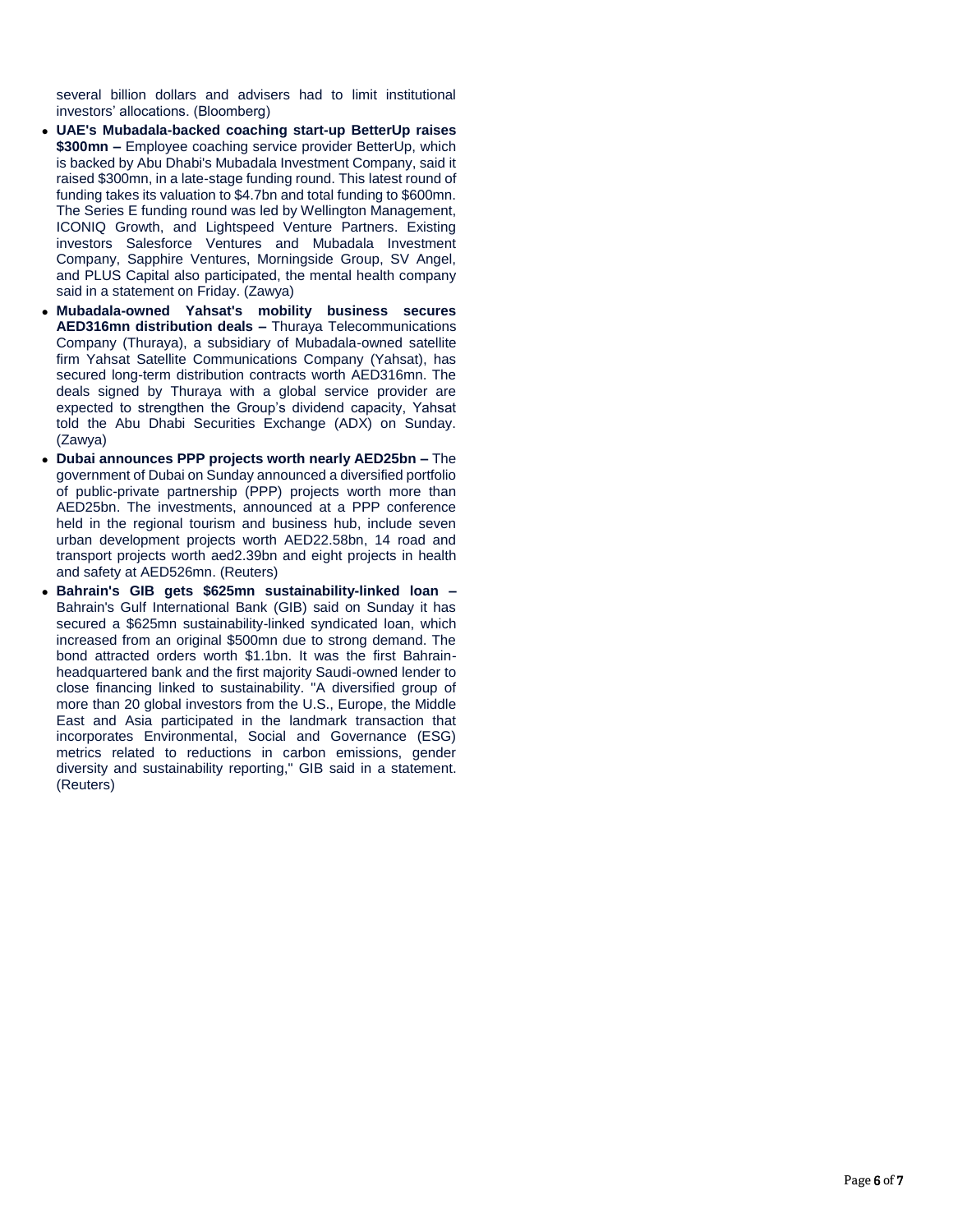several billion dollars and advisers had to limit institutional investors' allocations. (Bloomberg)

- **UAE's Mubadala-backed coaching start-up BetterUp raises $300mn –** Employee coaching service provider BetterUp, which is backed by Abu Dhabi's Mubadala Investment Company, said it raised $300mn, in a late-stage funding round. This latest round of funding takes its valuation to $4.7bn and total funding to $600mn. The Series E funding round was led by Wellington Management, ICONIQ Growth, and Lightspeed Venture Partners. Existing investors Salesforce Ventures and Mubadala Investment Company, Sapphire Ventures, Morningside Group, SV Angel, and PLUS Capital also participated, the mental health company said in a statement on Friday. (Zawya)
- **Mubadala-owned Yahsat's mobility business secures AED316mn distribution deals –** Thuraya Telecommunications Company (Thuraya), a subsidiary of Mubadala-owned satellite firm Yahsat Satellite Communications Company (Yahsat), has secured long-term distribution contracts worth AED316mn. The deals signed by Thuraya with a global service provider are expected to strengthen the Group's dividend capacity, Yahsat told the Abu Dhabi Securities Exchange (ADX) on Sunday. (Zawya)
- **Dubai announces PPP projects worth nearly AED25bn –** The government of Dubai on Sunday announced a diversified portfolio of public-private partnership (PPP) projects worth more than AED25bn. The investments, announced at a PPP conference held in the regional tourism and business hub, include seven urban development projects worth AED22.58bn, 14 road and transport projects worth aed2.39bn and eight projects in health and safety at AED526mn. (Reuters)
- **Bahrain's GIB gets $625mn sustainability-linked loan –** Bahrain's Gulf International Bank (GIB) said on Sunday it has secured a $625mn sustainability-linked syndicated loan, which increased from an original $500mn due to strong demand. The bond attracted orders worth $1.1bn. It was the first Bahrain-headquartered bank and the first majority Saudi-owned lender to close financing linked to sustainability. "A diversified group of more than 20 global investors from the U.S., Europe, the Middle East and Asia participated in the landmark transaction that incorporates Environmental, Social and Governance (ESG) metrics related to reductions in carbon emissions, gender diversity and sustainability reporting," GIB said in a statement. (Reuters)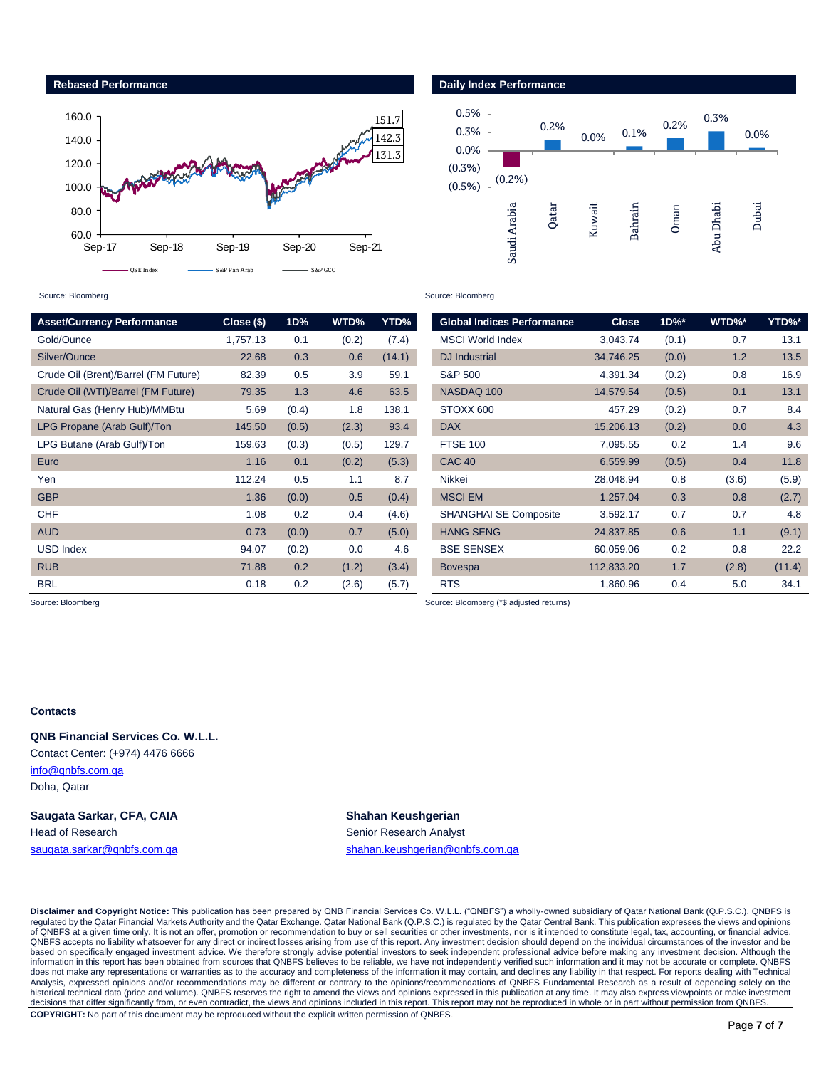**Rebased Performance**

160.0
140.0
120.0
100.0
80.0
60.0
Sep-17
Sep-18
Sep-19
Sep-20
Sep-21
151.7
142.3
131.3
QSE Index
S&P Pan Arab
S&P GCC

Source: Bloomberg

**Daily Index Performance**

0.5%
0.3%
0.0%
(0.3%)
(0.5%)
(0.2%)
0.2%
0.0%
0.1%
0.2%
0.3%
0.0%
Saudi Arabia
Qatar
Kuwait
Bahrain
Oman
Abu Dhabi
Dubai

Source: Bloomberg

| Asset/Currency Performance | Close ($) | 1D% | WTD% | YTD% |
|---|---|---|---|---|
| Gold/Ounce | 1,757.13 | 0.1 | (0.2) | (7.4) |
| Silver/Ounce | 22.68 | 0.3 | 0.6 | (14.1) |
| Crude Oil (Brent)/Barrel (FM Future) | 82.39 | 0.5 | 3.9 | 59.1 |
| Crude Oil (WTI)/Barrel (FM Future) | 79.35 | 1.3 | 4.6 | 63.5 |
| Natural Gas (Henry Hub)/MMBtu | 5.69 | (0.4) | 1.8 | 138.1 |
| LPG Propane (Arab Gulf)/Ton | 145.50 | (0.5) | (2.3) | 93.4 |
| LPG Butane (Arab Gulf)/Ton | 159.63 | (0.3) | (0.5) | 129.7 |
| Euro | 1.16 | 0.1 | (0.2) | (5.3) |
| Yen | 112.24 | 0.5 | 1.1 | 8.7 |
| GBP | 1.36 | (0.0) | 0.5 | (0.4) |
| CHF | 1.08 | 0.2 | 0.4 | (4.6) |
| AUD | 0.73 | (0.0) | 0.7 | (5.0) |
| USD Index | 94.07 | (0.2) | 0.0 | 4.6 |
| RUB | 71.88 | 0.2 | (1.2) | (3.4) |
| BRL | 0.18 | 0.2 | (2.6) | (5.7) |

Source: Bloomberg

| Global Indices Performance | Close | 1D%* | WTD%* | YTD%* |
|---|---|---|---|---|
| MSCI World Index | 3,043.74 | (0.1) | 0.7 | 13.1 |
| DJ Industrial | 34,746.25 | (0.0) | 1.2 | 13.5 |
| S&P 500 | 4,391.34 | (0.2) | 0.8 | 16.9 |
| NASDAQ 100 | 14,579.54 | (0.5) | 0.1 | 13.1 |
| STOXX 600 | 457.29 | (0.2) | 0.7 | 8.4 |
| DAX | 15,206.13 | (0.2) | 0.0 | 4.3 |
| FTSE 100 | 7,095.55 | 0.2 | 1.4 | 9.6 |
| CAC 40 | 6,559.99 | (0.5) | 0.4 | 11.8 |
| Nikkei | 28,048.94 | 0.8 | (3.6) | (5.9) |
| MSCI EM | 1,257.04 | 0.3 | 0.8 | (2.7) |
| SHANGHAI SE Composite | 3,592.17 | 0.7 | 0.7 | 4.8 |
| HANG SENG | 24,837.85 | 0.6 | 1.1 | (9.1) |
| BSE SENSEX | 60,059.06 | 0.2 | 0.8 | 22.2 |
| Bovespa | 112,833.20 | 1.7 | (2.8) | (11.4) |
| RTS | 1,860.96 | 0.4 | 5.0 | 34.1 |

Source: Bloomberg (*$ adjusted returns)

**Contacts**

**QNB Financial Services Co. W.L.L.**
Contact Center: (+974) 4476 6666
info@qnbfs.com.qa
Doha, Qatar

**Saugata Sarkar, CFA, CAIA**
Head of Research
saugata.sarkar@qnbfs.com.qa

**Shahan Keushgerian**
Senior Research Analyst
shahan.keushgerian@qnbfs.com.qa

**Disclaimer and Copyright Notice:** This publication has been prepared by QNB Financial Services Co. W.L.L. ("QNBFS") a wholly-owned subsidiary of Qatar National Bank (Q.P.S.C.). QNBFS is regulated by the Qatar Financial Markets Authority and the Qatar Exchange. Qatar National Bank (Q.P.S.C.) is regulated by the Qatar Central Bank. This publication expresses the views and opinions of QNBFS at a given time only. It is not an offer, promotion or recommendation to buy or sell securities or other investments, nor is it intended to constitute legal, tax, accounting, or financial advice. QNBFS accepts no liability whatsoever for any direct or indirect losses arising from use of this report. Any investment decision should depend on the individual circumstances of the investor and be based on specifically engaged investment advice. We therefore strongly advise potential investors to seek independent professional advice before making any investment decision. Although the information in this report has been obtained from sources that QNBFS believes to be reliable, we have not independently verified such information and it may not be accurate or complete. QNBFS does not make any representations or warranties as to the accuracy and completeness of the information it may contain, and declines any liability in that respect. For reports dealing with Technical Analysis, expressed opinions and/or recommendations may be different or contrary to the opinions/recommendations of QNBFS Fundamental Research as a result of depending solely on the historical technical data (price and volume). QNBFS reserves the right to amend the views and opinions expressed in this publication at any time. It may also express viewpoints or make investment decisions that differ significantly from, or even contradict, the views and opinions included in this report. This report may not be reproduced in whole or in part without permission from QNBFS.

**COPYRIGHT:** No part of this document may be reproduced without the explicit written permission of QNBFS.